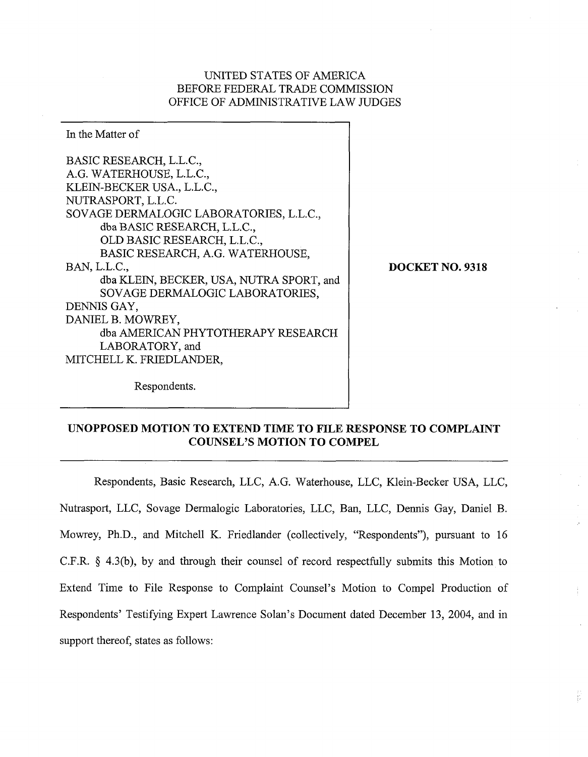UNITED STATES OF AMERICA
BEFORE FEDERAL TRADE COMMISSION
OFFICE OF ADMINISTRATIVE LAW JUDGES

In the Matter of

BASIC RESEARCH, L.L.C.,
A.G. WATERHOUSE, L.L.C.,
KLEIN-BECKER USA., L.L.C.,
NUTRASPORT, L.L.C.
SOVAGE DERMALOGIC LABORATORIES, L.L.C.,
dba BASIC RESEARCH, L.L.C.,
OLD BASIC RESEARCH, L.L.C.,
BASIC RESEARCH, A.G. WATERHOUSE,
BAN, L.L.C.,
dba KLEIN, BECKER, USA, NUTRA SPORT, and
SOVAGE DERMALOGIC LABORATORIES,
DENNIS GAY,
DANIEL B. MOWREY,
dba AMERICAN PHYTOTHERAPY RESEARCH
LABORATORY, and
MITCHELL K. FRIEDLANDER,

Respondents.

**DOCKET NO. 9318**

**UNOPPOSED MOTION TO EXTEND TIME TO FILE RESPONSE TO COMPLAINT COUNSEL'S MOTION TO COMPEL**

Respondents, Basic Research, LLC, A.G. Waterhouse, LLC, Klein-Becker USA, LLC, Nutrasport, LLC, Sovage Dermalogic Laboratories, LLC, Ban, LLC, Dennis Gay, Daniel B. Mowrey, Ph.D., and Mitchell K. Friedlander (collectively, "Respondents"), pursuant to 16 C.F.R. § 4.3(b), by and through their counsel of record respectfully submits this Motion to Extend Time to File Response to Complaint Counsel's Motion to Compel Production of Respondents' Testifying Expert Lawrence Solan's Document dated December 13, 2004, and in support thereof, states as follows: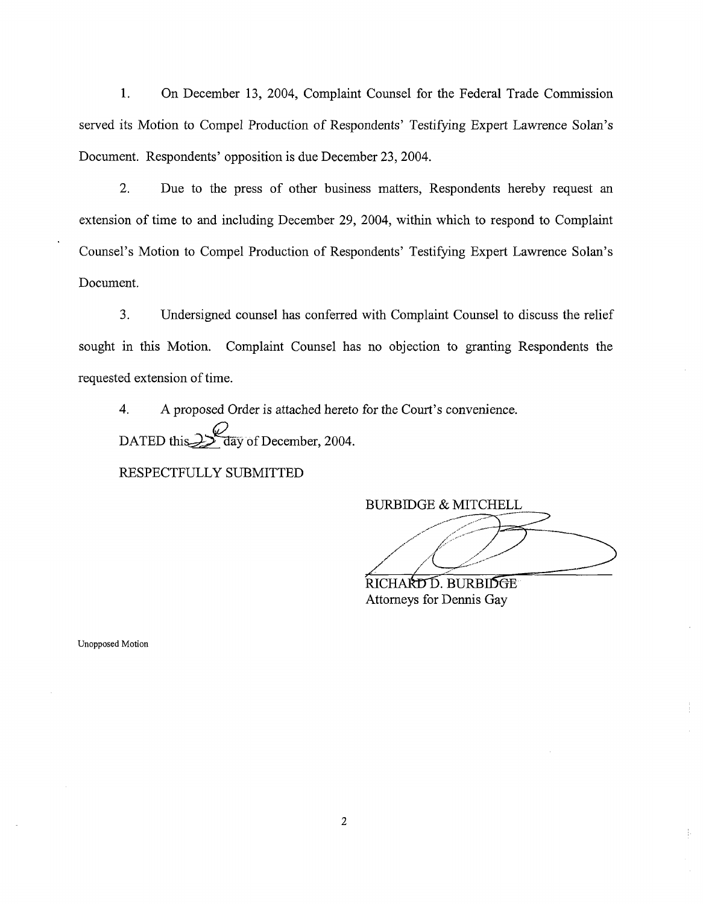1. On December 13, 2004, Complaint Counsel for the Federal Trade Commission served its Motion to Compel Production of Respondents' Testifying Expert Lawrence Solan's Document. Respondents' opposition is due December 23, 2004.

2. Due to the press of other business matters, Respondents hereby request an extension of time to and including December 29, 2004, within which to respond to Complaint Counsel's Motion to Compel Production of Respondents' Testifying Expert Lawrence Solan's Document.

3. Undersigned counsel has conferred with Complaint Counsel to discuss the relief sought in this Motion. Complaint Counsel has no objection to granting Respondents the requested extension of time.

4. A proposed Order is attached hereto for the Court's convenience.

DATED this 22 day of December, 2004.

RESPECTFULLY SUBMITTED

BURBIDGE & MITCHELL

RICHARD D. BURBIDGE
Attorneys for Dennis Gay

Unopposed Motion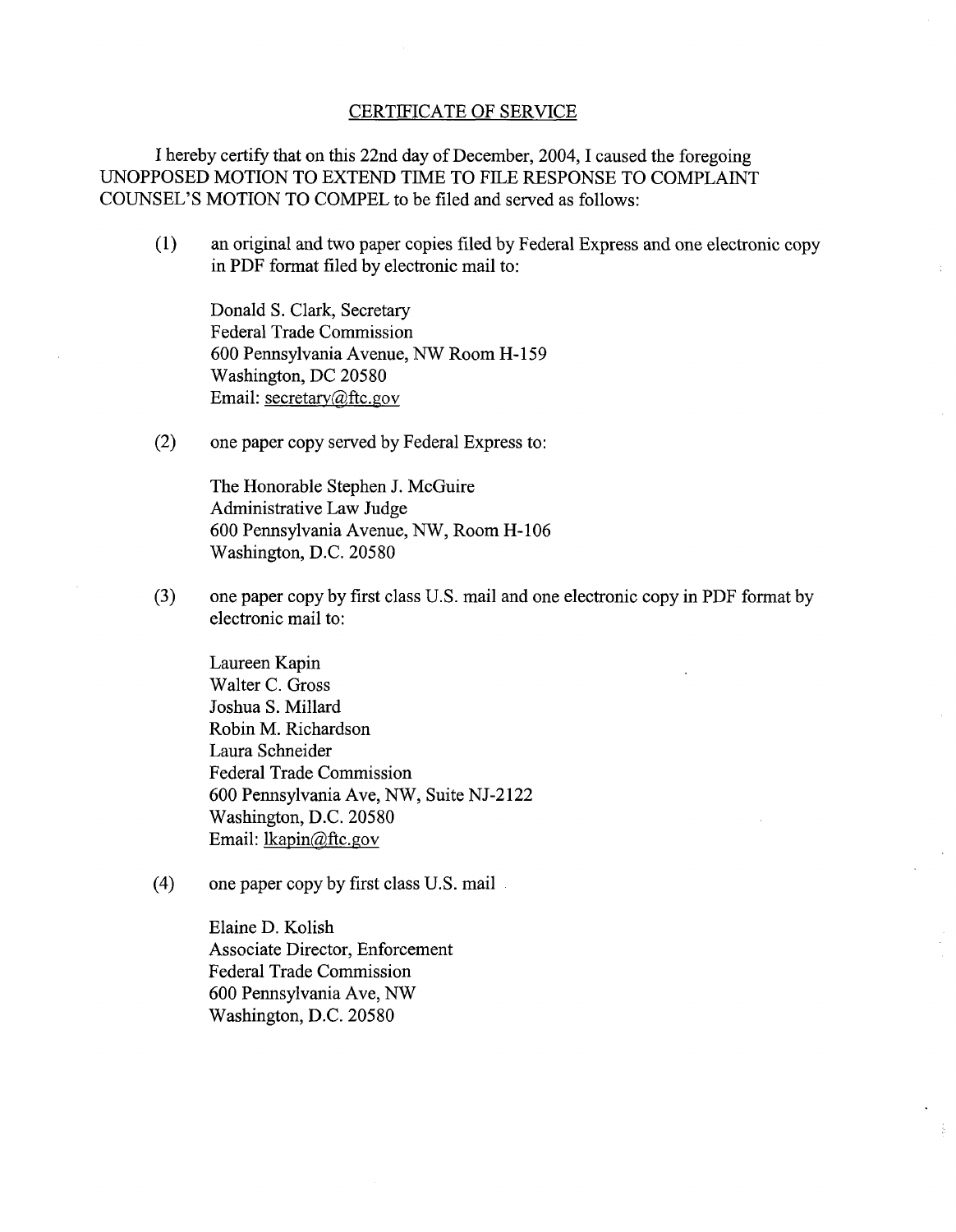## CERTIFICATE OF SERVICE

I hereby certify that on this 22nd day of December, 2004, I caused the foregoing UNOPPOSED MOTION TO EXTEND TIME TO FILE RESPONSE TO COMPLAINT COUNSEL'S MOTION TO COMPEL to be filed and served as follows:

(1) an original and two paper copies filed by Federal Express and one electronic copy in PDF format filed by electronic mail to:

Donald S. Clark, Secretary
Federal Trade Commission
600 Pennsylvania Avenue, NW Room H-159
Washington, DC 20580
Email: secretary@ftc.gov

(2) one paper copy served by Federal Express to:

The Honorable Stephen J. McGuire
Administrative Law Judge
600 Pennsylvania Avenue, NW, Room H-106
Washington, D.C. 20580

(3) one paper copy by first class U.S. mail and one electronic copy in PDF format by electronic mail to:

Laureen Kapin
Walter C. Gross
Joshua S. Millard
Robin M. Richardson
Laura Schneider
Federal Trade Commission
600 Pennsylvania Ave, NW, Suite NJ-2122
Washington, D.C. 20580
Email: lkapin@ftc.gov

(4) one paper copy by first class U.S. mail

Elaine D. Kolish
Associate Director, Enforcement
Federal Trade Commission
600 Pennsylvania Ave, NW
Washington, D.C. 20580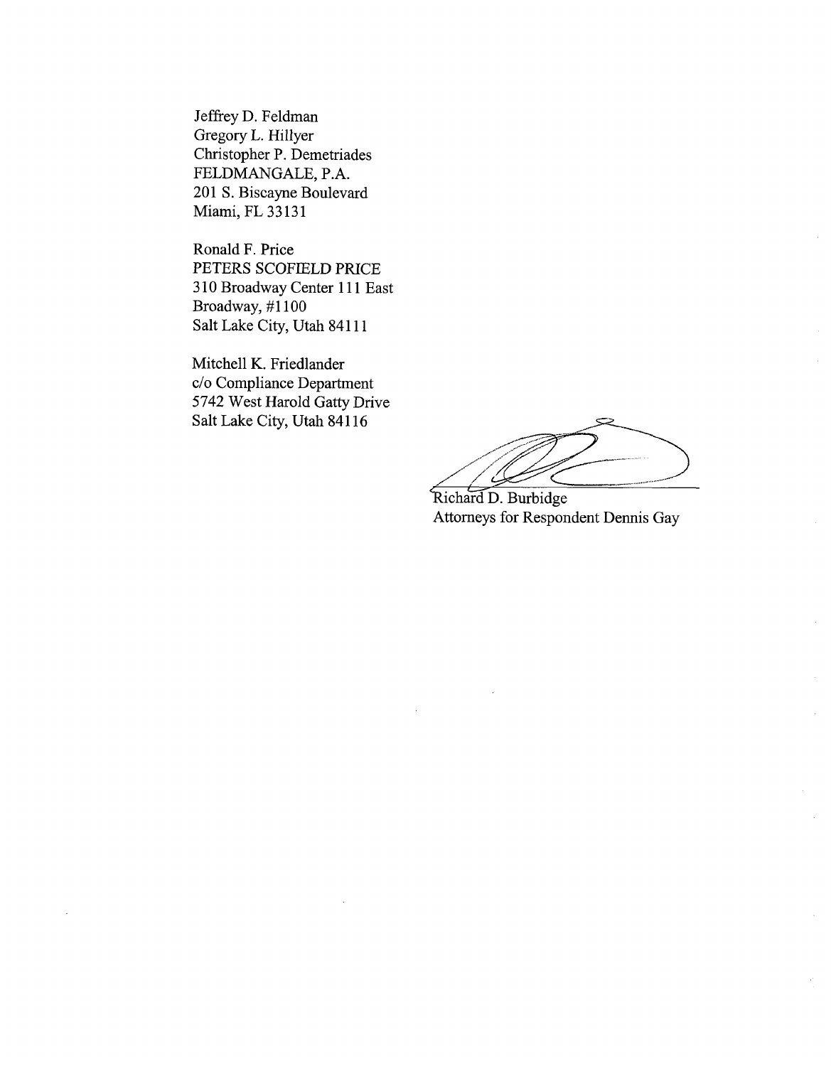Jeffrey D. Feldman
Gregory L. Hillyer
Christopher P. Demetriades
FELDMANGALE, P.A.
201 S. Biscayne Boulevard
Miami, FL 33131

Ronald F. Price
PETERS SCOFIELD PRICE
310 Broadway Center 111 East
Broadway, #1100
Salt Lake City, Utah 84111

Mitchell K. Friedlander
c/o Compliance Department
5742 West Harold Gatty Drive
Salt Lake City, Utah 84116

Richard D. Burbidge
Attorneys for Respondent Dennis Gay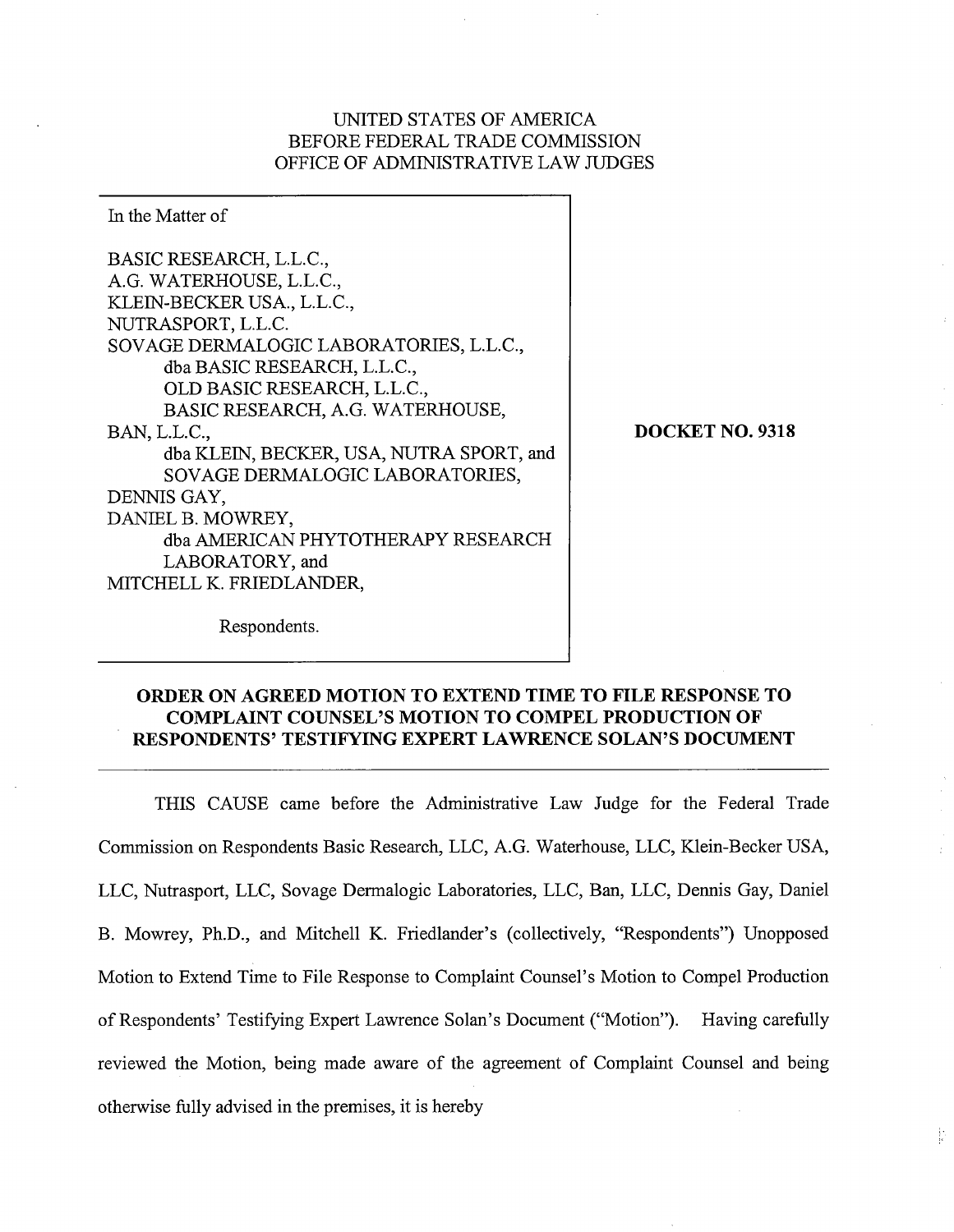UNITED STATES OF AMERICA
BEFORE FEDERAL TRADE COMMISSION
OFFICE OF ADMINISTRATIVE LAW JUDGES

| In the Matter of<br><br>BASIC RESEARCH, L.L.C.,<br>A.G. WATERHOUSE, L.L.C.,<br>KLEIN-BECKER USA., L.L.C.,<br>NUTRASPORT, L.L.C.<br>SOVAGE DERMALOGIC LABORATORIES, L.L.C.,<br>dba BASIC RESEARCH, L.L.C.,<br>OLD BASIC RESEARCH, L.L.C.,<br>BASIC RESEARCH, A.G. WATERHOUSE,<br>BAN, L.L.C.,<br>dba KLEIN, BECKER, USA, NUTRA SPORT, and<br>SOVAGE DERMALOGIC LABORATORIES,<br>DENNIS GAY,<br>DANIEL B. MOWREY,<br>dba AMERICAN PHYTOTHERAPY RESEARCH<br>LABORATORY, and<br>MITCHELL K. FRIEDLANDER,<br><br>Respondents. | **DOCKET NO. 9318** |
|---|---|

**ORDER ON AGREED MOTION TO EXTEND TIME TO FILE RESPONSE TO COMPLAINT COUNSEL'S MOTION TO COMPEL PRODUCTION OF RESPONDENTS' TESTIFYING EXPERT LAWRENCE SOLAN'S DOCUMENT**

THIS CAUSE came before the Administrative Law Judge for the Federal Trade Commission on Respondents Basic Research, LLC, A.G. Waterhouse, LLC, Klein-Becker USA, LLC, Nutrasport, LLC, Sovage Dermalogic Laboratories, LLC, Ban, LLC, Dennis Gay, Daniel B. Mowrey, Ph.D., and Mitchell K. Friedlander's (collectively, "Respondents") Unopposed Motion to Extend Time to File Response to Complaint Counsel's Motion to Compel Production of Respondents' Testifying Expert Lawrence Solan's Document ("Motion"). Having carefully reviewed the Motion, being made aware of the agreement of Complaint Counsel and being otherwise fully advised in the premises, it is hereby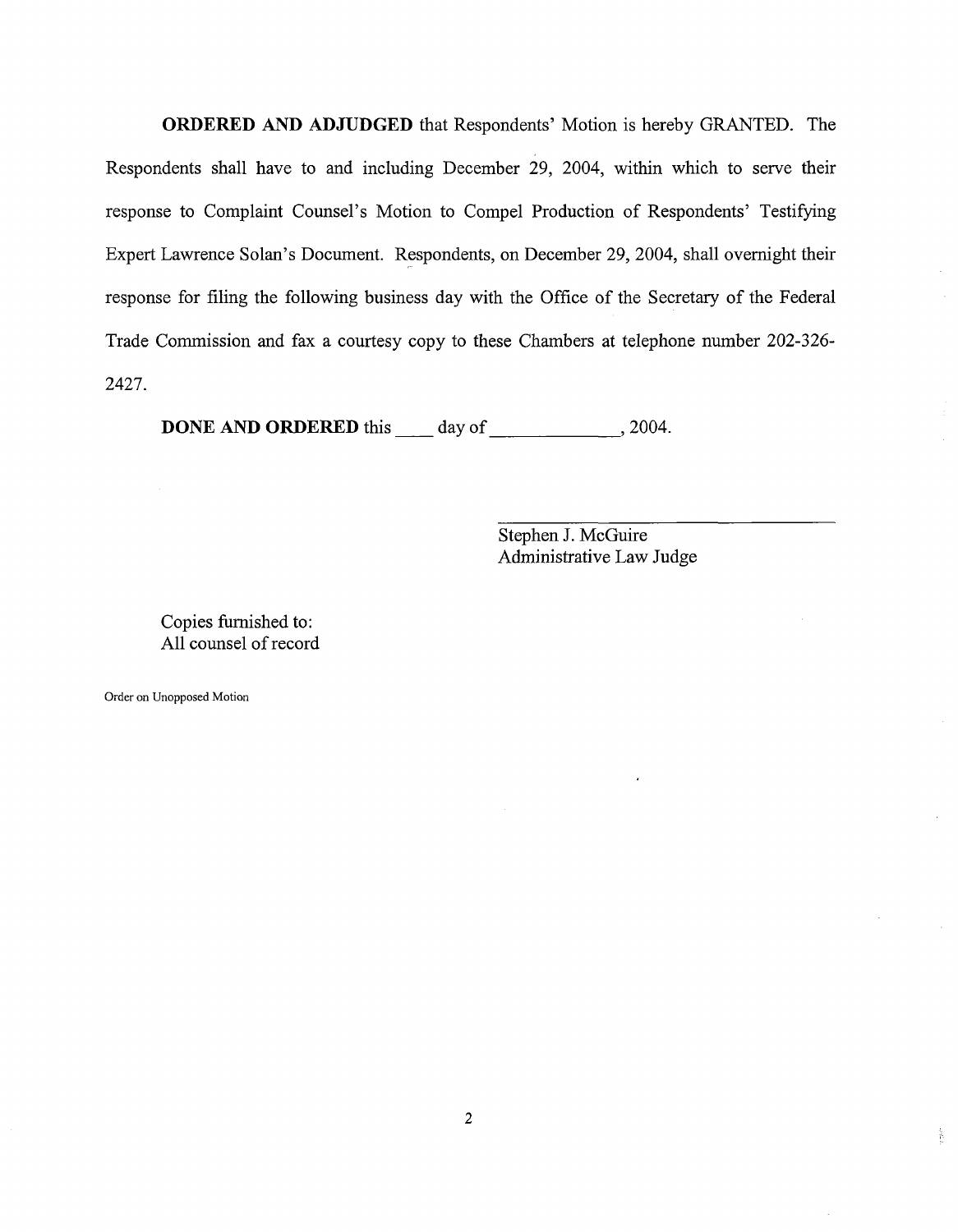**ORDERED AND ADJUDGED** that Respondents' Motion is hereby GRANTED. The Respondents shall have to and including December 29, 2004, within which to serve their response to Complaint Counsel's Motion to Compel Production of Respondents' Testifying Expert Lawrence Solan's Document. Respondents, on December 29, 2004, shall overnight their response for filing the following business day with the Office of the Secretary of the Federal Trade Commission and fax a courtesy copy to these Chambers at telephone number 202-326-2427.

**DONE AND ORDERED** this ____ day of _____________, 2004.

_________________________________
Stephen J. McGuire
Administrative Law Judge

Copies furnished to:
All counsel of record

Order on Unopposed Motion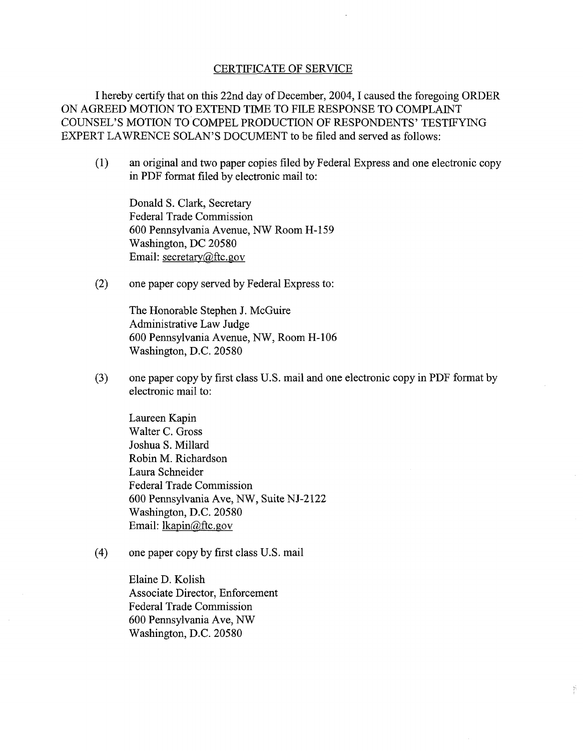## CERTIFICATE OF SERVICE

I hereby certify that on this 22nd day of December, 2004, I caused the foregoing ORDER ON AGREED MOTION TO EXTEND TIME TO FILE RESPONSE TO COMPLAINT COUNSEL'S MOTION TO COMPEL PRODUCTION OF RESPONDENTS' TESTIFYING EXPERT LAWRENCE SOLAN'S DOCUMENT to be filed and served as follows:

(1) an original and two paper copies filed by Federal Express and one electronic copy in PDF format filed by electronic mail to:

Donald S. Clark, Secretary
Federal Trade Commission
600 Pennsylvania Avenue, NW Room H-159
Washington, DC 20580
Email: secretary@ftc.gov

(2) one paper copy served by Federal Express to:

The Honorable Stephen J. McGuire
Administrative Law Judge
600 Pennsylvania Avenue, NW, Room H-106
Washington, D.C. 20580

(3) one paper copy by first class U.S. mail and one electronic copy in PDF format by electronic mail to:

Laureen Kapin
Walter C. Gross
Joshua S. Millard
Robin M. Richardson
Laura Schneider
Federal Trade Commission
600 Pennsylvania Ave, NW, Suite NJ-2122
Washington, D.C. 20580
Email: lkapin@ftc.gov

(4) one paper copy by first class U.S. mail

Elaine D. Kolish
Associate Director, Enforcement
Federal Trade Commission
600 Pennsylvania Ave, NW
Washington, D.C. 20580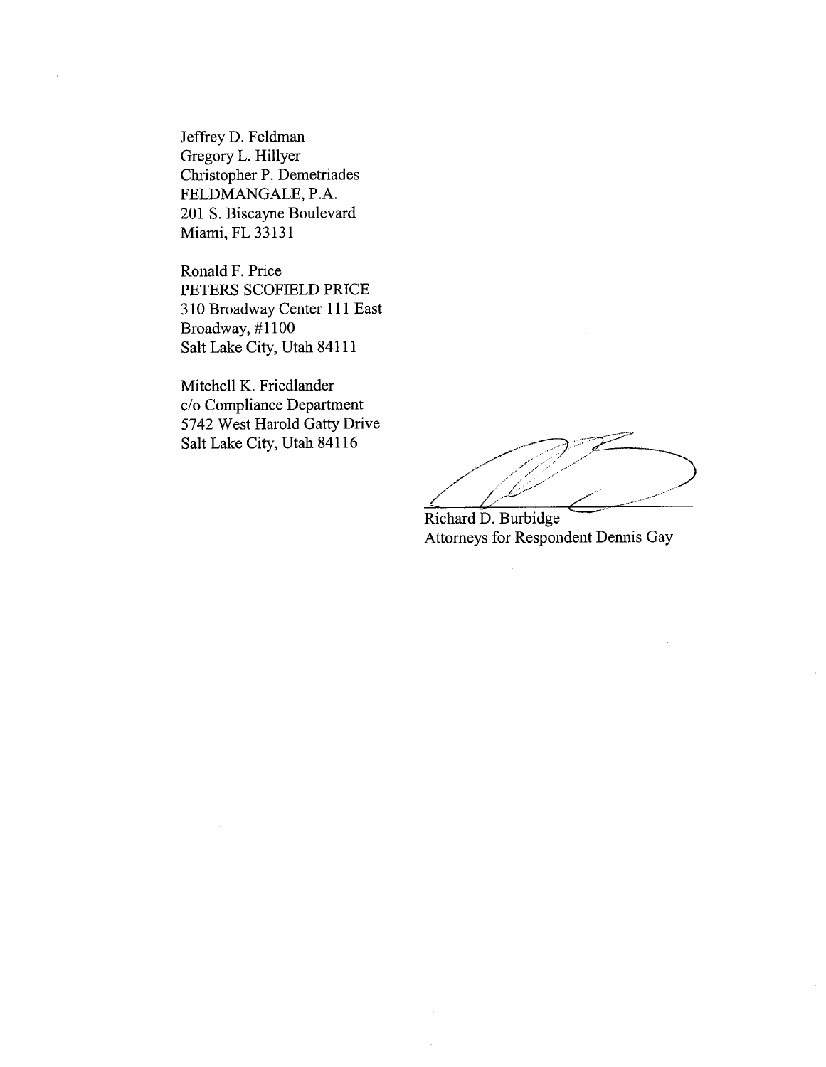Jeffrey D. Feldman
Gregory L. Hillyer
Christopher P. Demetriades
FELDMANGALE, P.A.
201 S. Biscayne Boulevard
Miami, FL 33131

Ronald F. Price
PETERS SCOFIELD PRICE
310 Broadway Center 111 East
Broadway, #1100
Salt Lake City, Utah 84111

Mitchell K. Friedlander
c/o Compliance Department
5742 West Harold Gatty Drive
Salt Lake City, Utah 84116

Richard D. Burbidge
Attorneys for Respondent Dennis Gay